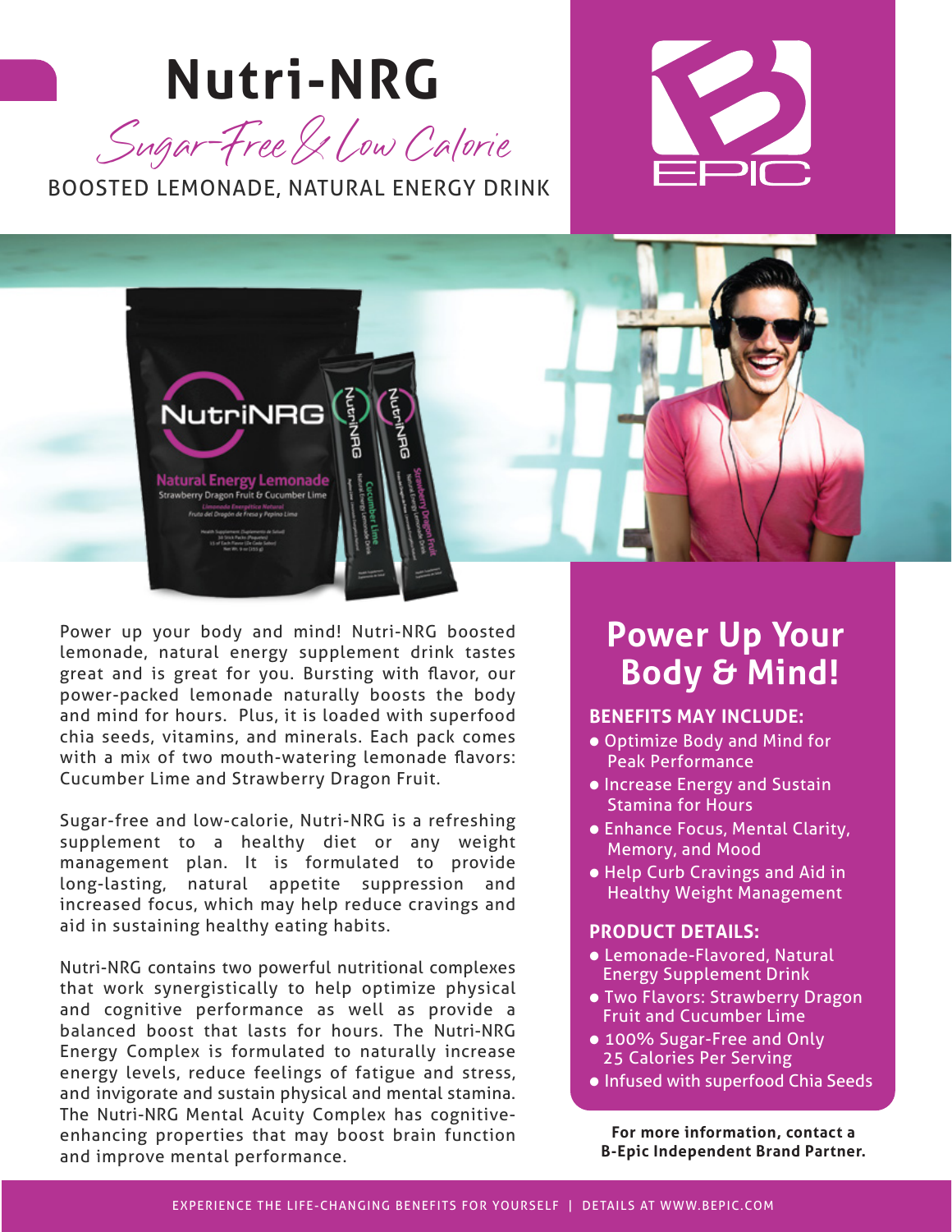# Nutri-NRG

*Sugar-Free & Low Calorie*

BOOSTED LEMONADE, NATURAL ENERGY DRINK

Power up your body and mind! Nutri-NRG boosted lemonade, natural energy supplement drink tastes great and is great for you. Bursting with flavor, our power-packed lemonade naturally boosts the body and mind for hours. Plus, it is loaded with superfood chia seeds, vitamins, and minerals. Each pack comes with a mix of two mouth-watering lemonade flavors: Cucumber Lime and Strawberry Dragon Fruit.

Sugar-free and low-calorie, Nutri-NRG is a refreshing supplement to a healthy diet or any weight management plan. It is formulated to provide long-lasting, natural appetite suppression and increased focus, which may help reduce cravings and aid in sustaining healthy eating habits.

Nutri-NRG contains two powerful nutritional complexes that work synergistically to help optimize physical and cognitive performance as well as provide a balanced boost that lasts for hours. The Nutri-NRG Energy Complex is formulated to naturally increase energy levels, reduce feelings of fatigue and stress, and invigorate and sustain physical and mental stamina. The Nutri-NRG Mental Acuity Complex has cognitive-enhancing properties that may boost brain function and improve mental performance.

## Power Up Your Body & Mind!

### BENEFITS MAY INCLUDE:

- Optimize Body and Mind for Peak Performance
- Increase Energy and Sustain Stamina for Hours
- Enhance Focus, Mental Clarity, Memory, and Mood
- Help Curb Cravings and Aid in Healthy Weight Management

### PRODUCT DETAILS:

- Lemonade-Flavored, Natural Energy Supplement Drink
- Two Flavors: Strawberry Dragon Fruit and Cucumber Lime
- 100% Sugar-Free and Only 25 Calories Per Serving
- Infused with superfood Chia Seeds

**For more information, contact a B-Epic Independent Brand Partner.**

EXPERIENCE THE LIFE-CHANGING BENEFITS FOR YOURSELF | DETAILS AT WWW.BEPIC.COM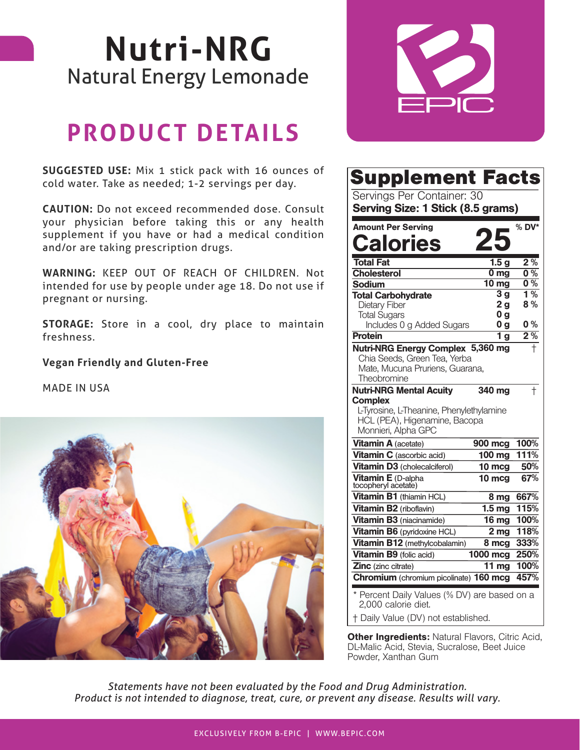# Nutri-NRG

Natural Energy Lemonade

## PRODUCT DETAILS

**SUGGESTED USE:** Mix 1 stick pack with 16 ounces of cold water. Take as needed; 1-2 servings per day.

**CAUTION:** Do not exceed recommended dose. Consult your physician before taking this or any health supplement if you have or had a medical condition and/or are taking prescription drugs.

**WARNING:** KEEP OUT OF REACH OF CHILDREN. Not intended for use by people under age 18. Do not use if pregnant or nursing.

**STORAGE:** Store in a cool, dry place to maintain freshness.

**Vegan Friendly and Gluten-Free**

MADE IN USA

## Supplement Facts

Servings Per Container: 30

**Serving Size: 1 Stick (8.5 grams)**

| Amount Per Serving | | % DV* |
|---|---|---|
| **Calories** | **25** | |
| **Total Fat** | 1.5 g | 2 % |
| **Cholesterol** | 0 mg | 0 % |
| **Sodium** | 10 mg | 0 % |
| **Total Carbohydrate** | 3 g | 1 % |
| Dietary Fiber | 2 g | 8 % |
| Total Sugars | 0 g | |
| Includes 0 g Added Sugars | 0 g | 0 % |
| **Protein** | 1 g | 2 % |
| **Nutri-NRG Energy Complex** Chia Seeds, Green Tea, Yerba Mate, Mucuna Pruriens, Guarana, Theobromine | 5,360 mg | † |
| **Nutri-NRG Mental Acuity Complex** L-Tyrosine, L-Theanine, Phenylethylamine HCL (PEA), Higenamine, Bacopa Monnieri, Alpha GPC | 340 mg | † |
| **Vitamin A** (acetate) | 900 mcg | 100% |
| **Vitamin C** (ascorbic acid) | 100 mg | 111% |
| **Vitamin D3** (cholecalciferol) | 10 mcg | 50% |
| **Vitamin E** (D-alpha tocopheryl acetate) | 10 mcg | 67% |
| **Vitamin B1** (thiamin HCL) | 8 mg | 667% |
| **Vitamin B2** (riboflavin) | 1.5 mg | 115% |
| **Vitamin B3** (niacinamide) | 16 mg | 100% |
| **Vitamin B6** (pyridoxine HCL) | 2 mg | 118% |
| **Vitamin B12** (methylcobalamin) | 8 mcg | 333% |
| **Vitamin B9** (folic acid) | 1000 mcg | 250% |
| **Zinc** (zinc citrate) | 11 mg | 100% |
| **Chromium** (chromium picolinate) | 160 mcg | 457% |

\* Percent Daily Values (% DV) are based on a 2,000 calorie diet.

† Daily Value (DV) not established.

**Other Ingredients:** Natural Flavors, Citric Acid, DL-Malic Acid, Stevia, Sucralose, Beet Juice Powder, Xanthan Gum

*Statements have not been evaluated by the Food and Drug Administration. Product is not intended to diagnose, treat, cure, or prevent any disease. Results will vary.*

EXCLUSIVELY FROM B-EPIC | WWW.BEPIC.COM